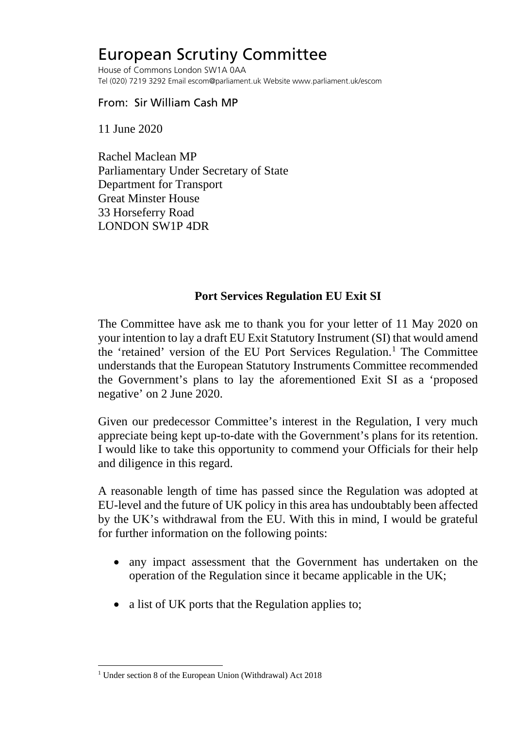# European Scrutiny Committee

House of Commons London SW1A 0AA
Tel (020) 7219 3292 Email escom@parliament.uk Website www.parliament.uk/escom

From: Sir William Cash MP

11 June 2020

Rachel Maclean MP
Parliamentary Under Secretary of State
Department for Transport
Great Minster House
33 Horseferry Road
LONDON SW1P 4DR

**Port Services Regulation EU Exit SI**

The Committee have ask me to thank you for your letter of 11 May 2020 on your intention to lay a draft EU Exit Statutory Instrument (SI) that would amend the 'retained' version of the EU Port Services Regulation.[1] The Committee understands that the European Statutory Instruments Committee recommended the Government's plans to lay the aforementioned Exit SI as a 'proposed negative' on 2 June 2020.

Given our predecessor Committee's interest in the Regulation, I very much appreciate being kept up-to-date with the Government's plans for its retention. I would like to take this opportunity to commend your Officials for their help and diligence in this regard.

A reasonable length of time has passed since the Regulation was adopted at EU-level and the future of UK policy in this area has undoubtably been affected by the UK's withdrawal from the EU. With this in mind, I would be grateful for further information on the following points:

- any impact assessment that the Government has undertaken on the operation of the Regulation since it became applicable in the UK;
- a list of UK ports that the Regulation applies to;

[1] Under section 8 of the European Union (Withdrawal) Act 2018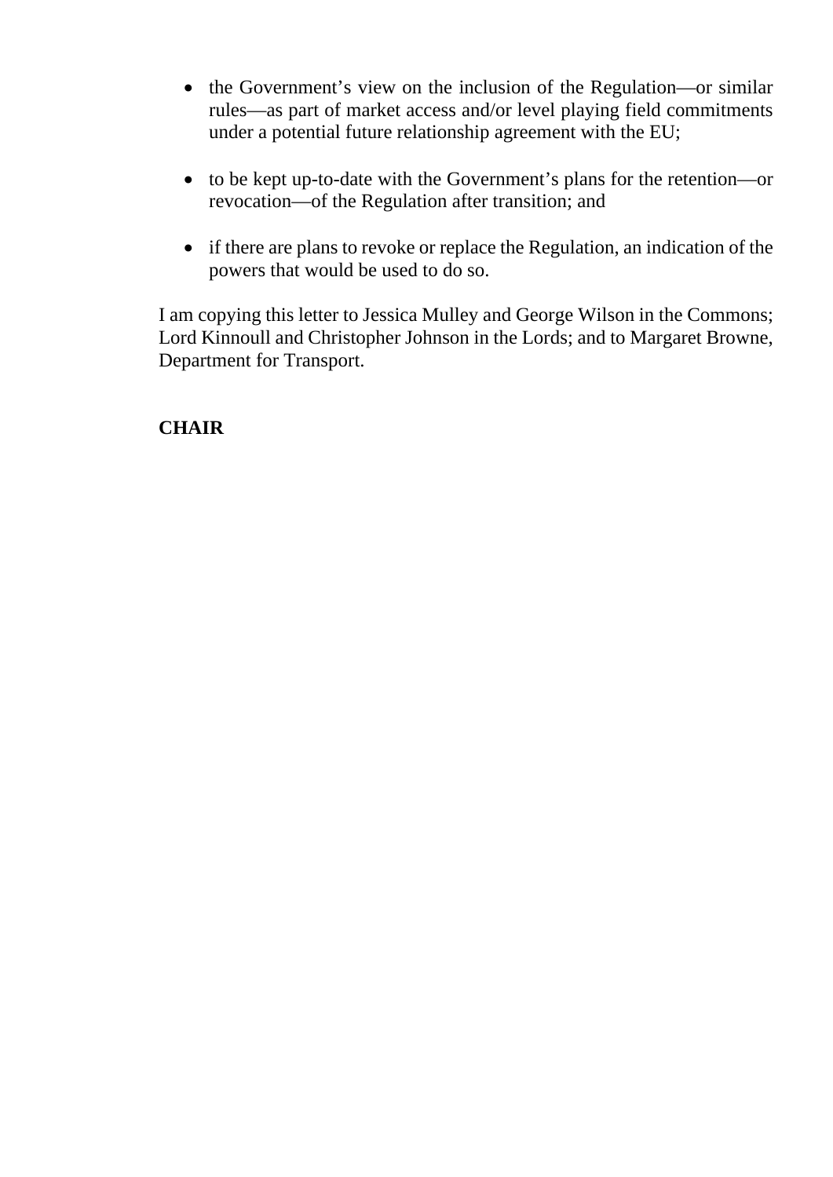- the Government's view on the inclusion of the Regulation—or similar rules—as part of market access and/or level playing field commitments under a potential future relationship agreement with the EU;

- to be kept up-to-date with the Government's plans for the retention—or revocation—of the Regulation after transition; and

- if there are plans to revoke or replace the Regulation, an indication of the powers that would be used to do so.

I am copying this letter to Jessica Mulley and George Wilson in the Commons; Lord Kinnoull and Christopher Johnson in the Lords; and to Margaret Browne, Department for Transport.

**CHAIR**